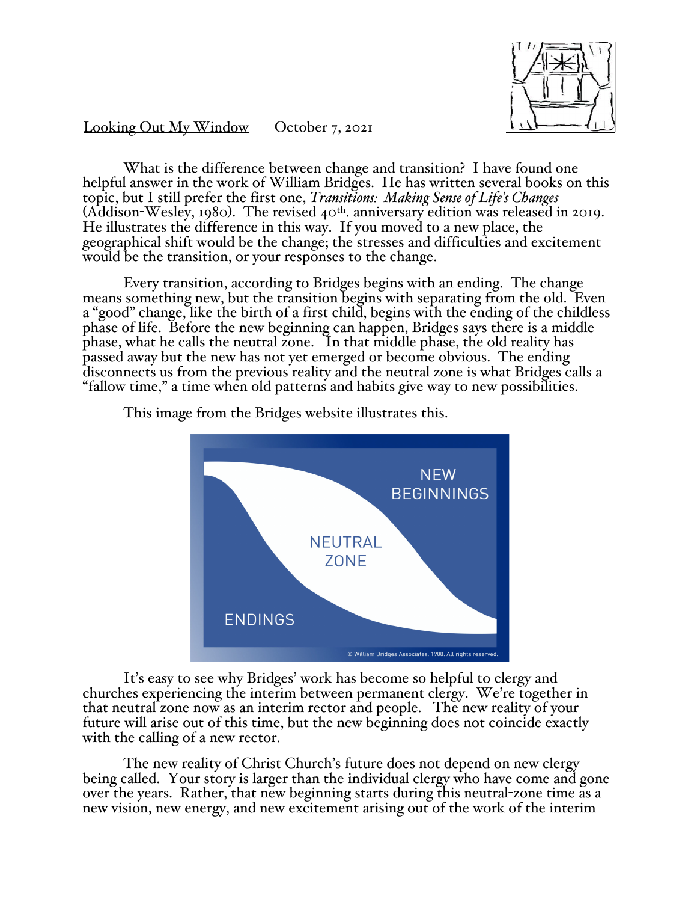Looking Out My Window    October 7, 2021

What is the difference between change and transition? I have found one helpful answer in the work of William Bridges. He has written several books on this topic, but I still prefer the first one, ***Transitions: Making Sense of Life's Changes*** (Addison-Wesley, 1980). The revised 40th. anniversary edition was released in 2019. He illustrates the difference in this way. If you moved to a new place, the geographical shift would be the change; the stresses and difficulties and excitement would be the transition, or your responses to the change.

Every transition, according to Bridges begins with an ending. The change means something new, but the transition begins with separating from the old. Even a "good" change, like the birth of a first child, begins with the ending of the childless phase of life. Before the new beginning can happen, Bridges says there is a middle phase, what he calls the neutral zone. In that middle phase, the old reality has passed away but the new has not yet emerged or become obvious. The ending disconnects us from the previous reality and the neutral zone is what Bridges calls a "fallow time," a time when old patterns and habits give way to new possibilities.

This image from the Bridges website illustrates this.

NEW BEGINNINGS

NEUTRAL ZONE

ENDINGS

© William Bridges Associates. 1988. All rights reserved.

It's easy to see why Bridges' work has become so helpful to clergy and churches experiencing the interim between permanent clergy. We're together in that neutral zone now as an interim rector and people. The new reality of your future will arise out of this time, but the new beginning does not coincide exactly with the calling of a new rector.

The new reality of Christ Church's future does not depend on new clergy being called. Your story is larger than the individual clergy who have come and gone over the years. Rather, that new beginning starts during this neutral-zone time as a new vision, new energy, and new excitement arising out of the work of the interim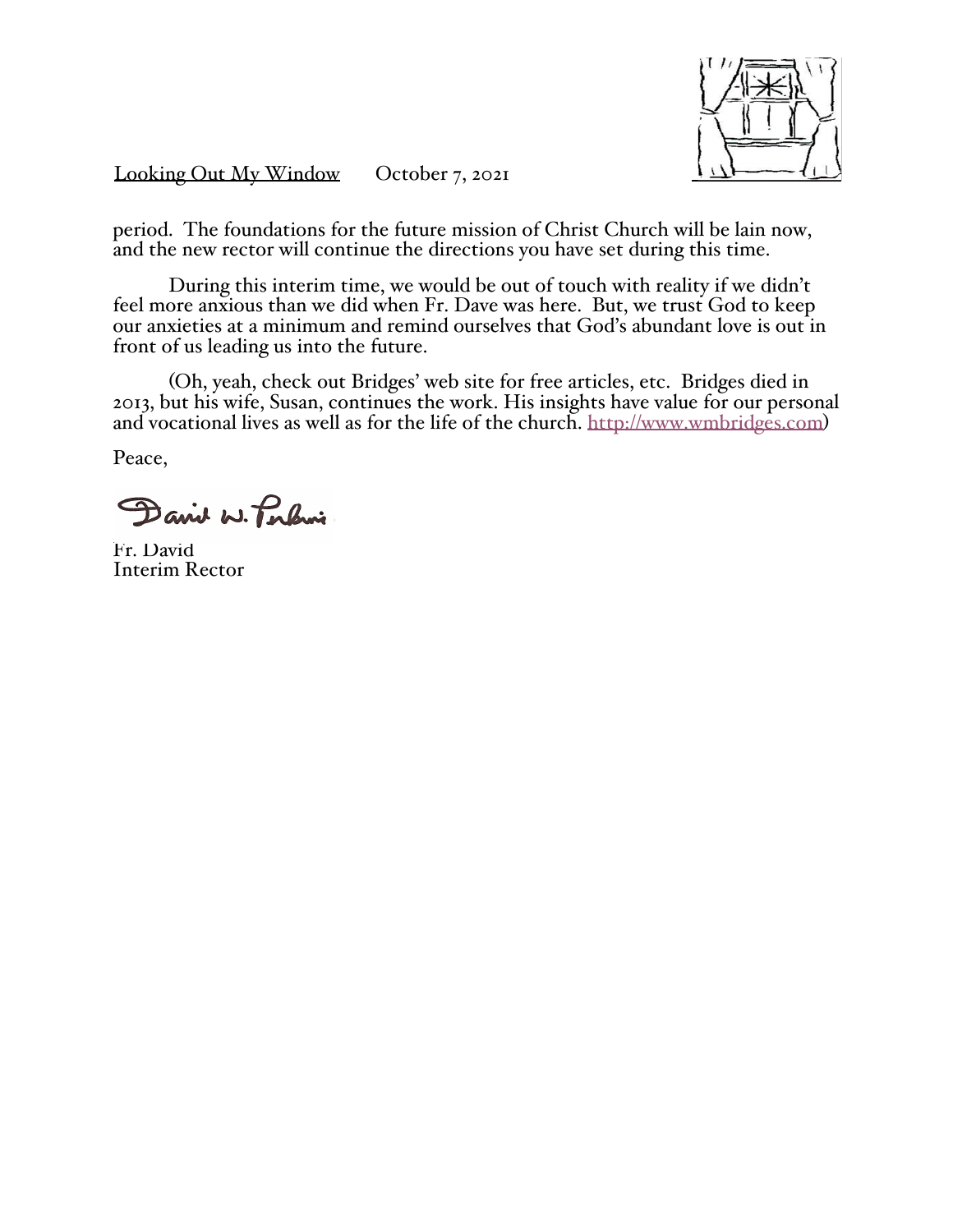Looking Out My Window      October 7, 2021

period. The foundations for the future mission of Christ Church will be lain now, and the new rector will continue the directions you have set during this time.

During this interim time, we would be out of touch with reality if we didn't feel more anxious than we did when Fr. Dave was here. But, we trust God to keep our anxieties at a minimum and remind ourselves that God's abundant love is out in front of us leading us into the future.

(Oh, yeah, check out Bridges' web site for free articles, etc. Bridges died in 2013, but his wife, Susan, continues the work. His insights have value for our personal and vocational lives as well as for the life of the church. http://www.wmbridges.com)

Peace,

David W. Perkins

Fr. David
Interim Rector